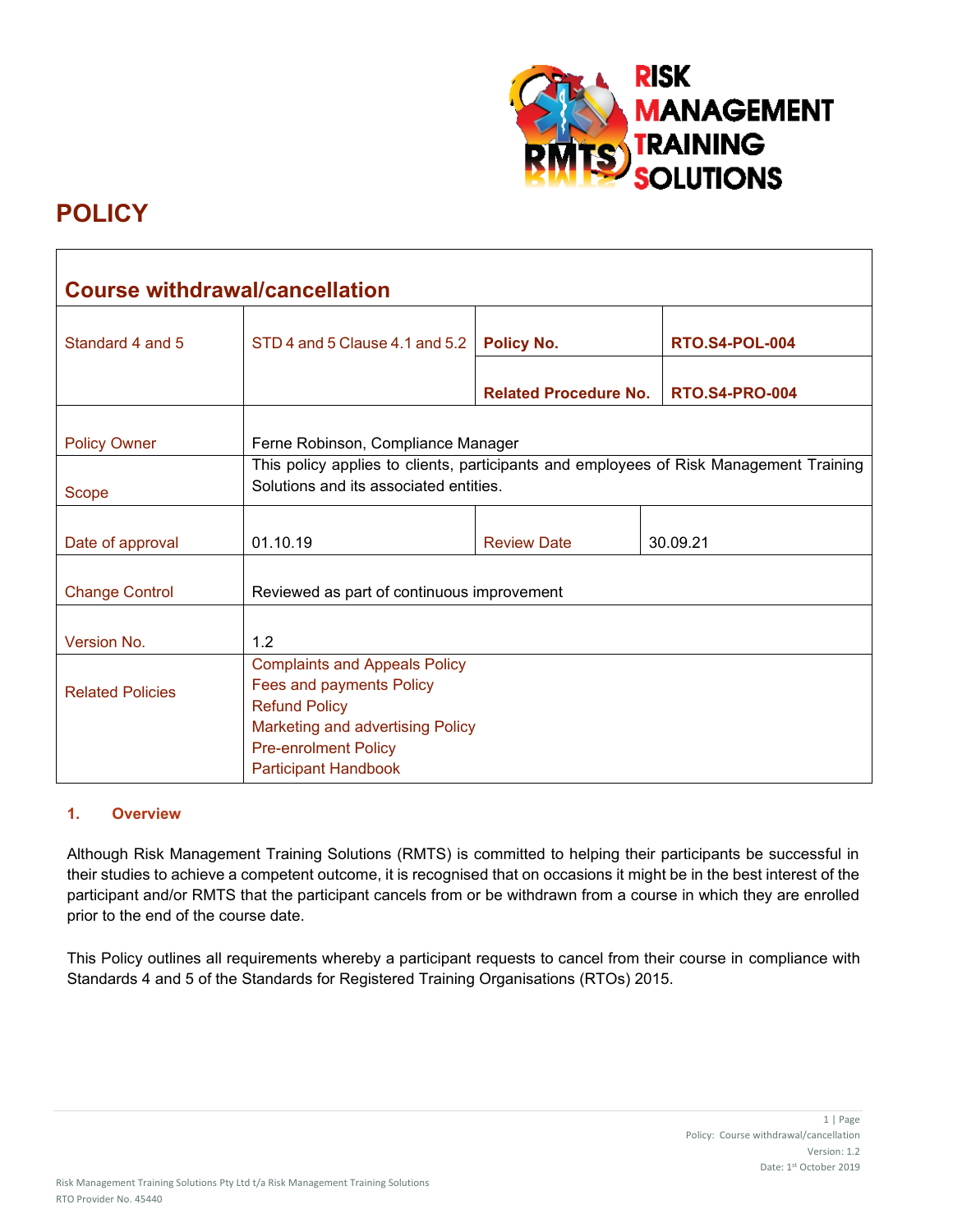# POLICY

| Course withdrawal/cancellation | | | |
|---|---|---|---|
| Standard 4 and 5 | STD 4 and 5 Clause 4.1 and 5.2 | **Policy No.** | **RTO.S4-POL-004** |
| | | **Related Procedure No.** | **RTO.S4-PRO-004** |
| Policy Owner | Ferne Robinson, Compliance Manager | | |
| Scope | This policy applies to clients, participants and employees of Risk Management Training Solutions and its associated entities. | | |
| Date of approval | 01.10.19 | Review Date | 30.09.21 |
| Change Control | Reviewed as part of continuous improvement | | |
| Version No. | 1.2 | | |
| Related Policies | Complaints and Appeals Policy<br>Fees and payments Policy<br>Refund Policy<br>Marketing and advertising Policy<br>Pre-enrolment Policy<br>Participant Handbook | | |

## 1. Overview

Although Risk Management Training Solutions (RMTS) is committed to helping their participants be successful in their studies to achieve a competent outcome, it is recognised that on occasions it might be in the best interest of the participant and/or RMTS that the participant cancels from or be withdrawn from a course in which they are enrolled prior to the end of the course date.

This Policy outlines all requirements whereby a participant requests to cancel from their course in compliance with Standards 4 and 5 of the Standards for Registered Training Organisations (RTOs) 2015.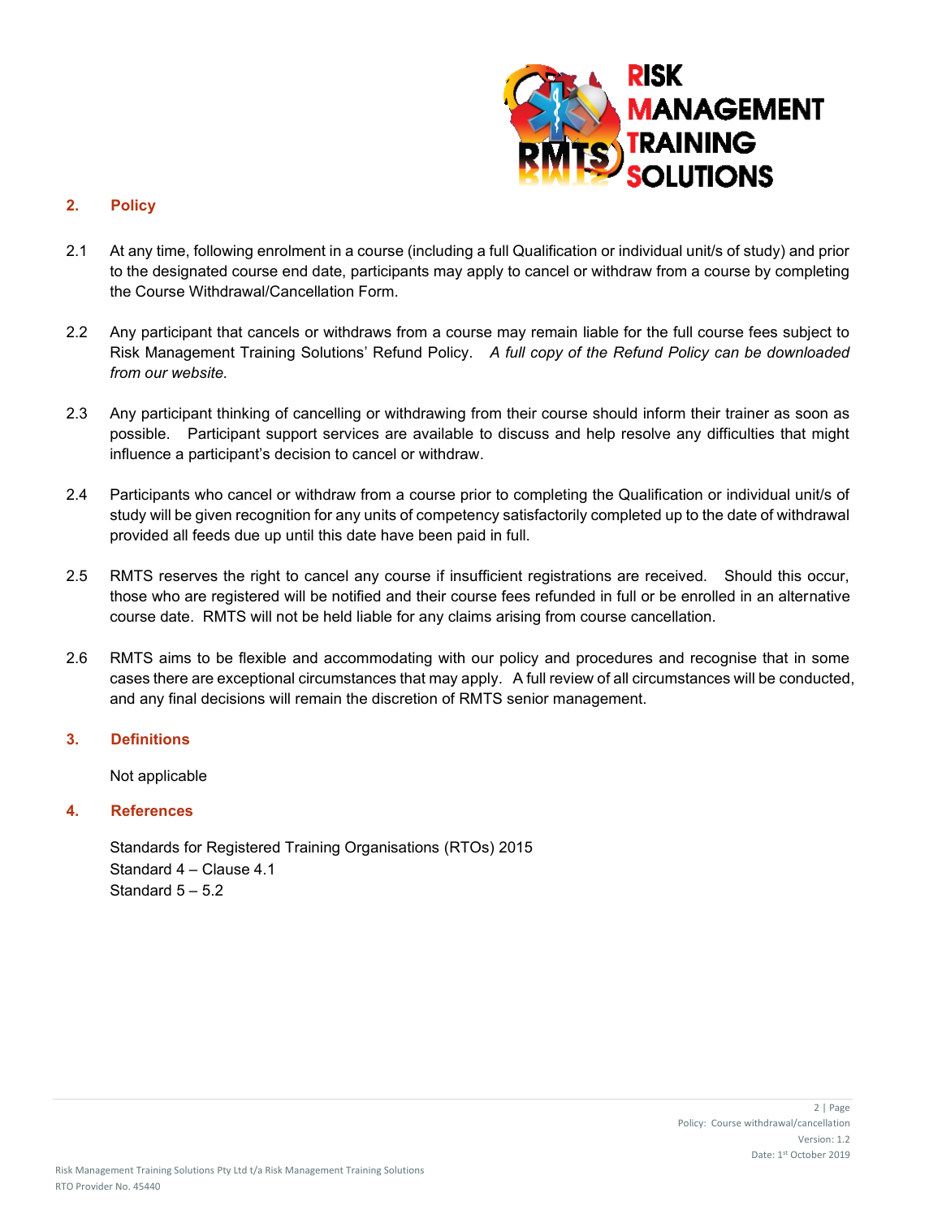## 2. Policy

2.1 At any time, following enrolment in a course (including a full Qualification or individual unit/s of study) and prior to the designated course end date, participants may apply to cancel or withdraw from a course by completing the Course Withdrawal/Cancellation Form.

2.2 Any participant that cancels or withdraws from a course may remain liable for the full course fees subject to Risk Management Training Solutions' Refund Policy. *A full copy of the Refund Policy can be downloaded from our website.*

2.3 Any participant thinking of cancelling or withdrawing from their course should inform their trainer as soon as possible. Participant support services are available to discuss and help resolve any difficulties that might influence a participant's decision to cancel or withdraw.

2.4 Participants who cancel or withdraw from a course prior to completing the Qualification or individual unit/s of study will be given recognition for any units of competency satisfactorily completed up to the date of withdrawal provided all feeds due up until this date have been paid in full.

2.5 RMTS reserves the right to cancel any course if insufficient registrations are received. Should this occur, those who are registered will be notified and their course fees refunded in full or be enrolled in an alternative course date. RMTS will not be held liable for any claims arising from course cancellation.

2.6 RMTS aims to be flexible and accommodating with our policy and procedures and recognise that in some cases there are exceptional circumstances that may apply. A full review of all circumstances will be conducted, and any final decisions will remain the discretion of RMTS senior management.

## 3. Definitions

Not applicable

## 4. References

Standards for Registered Training Organisations (RTOs) 2015
Standard 4 – Clause 4.1
Standard 5 – 5.2